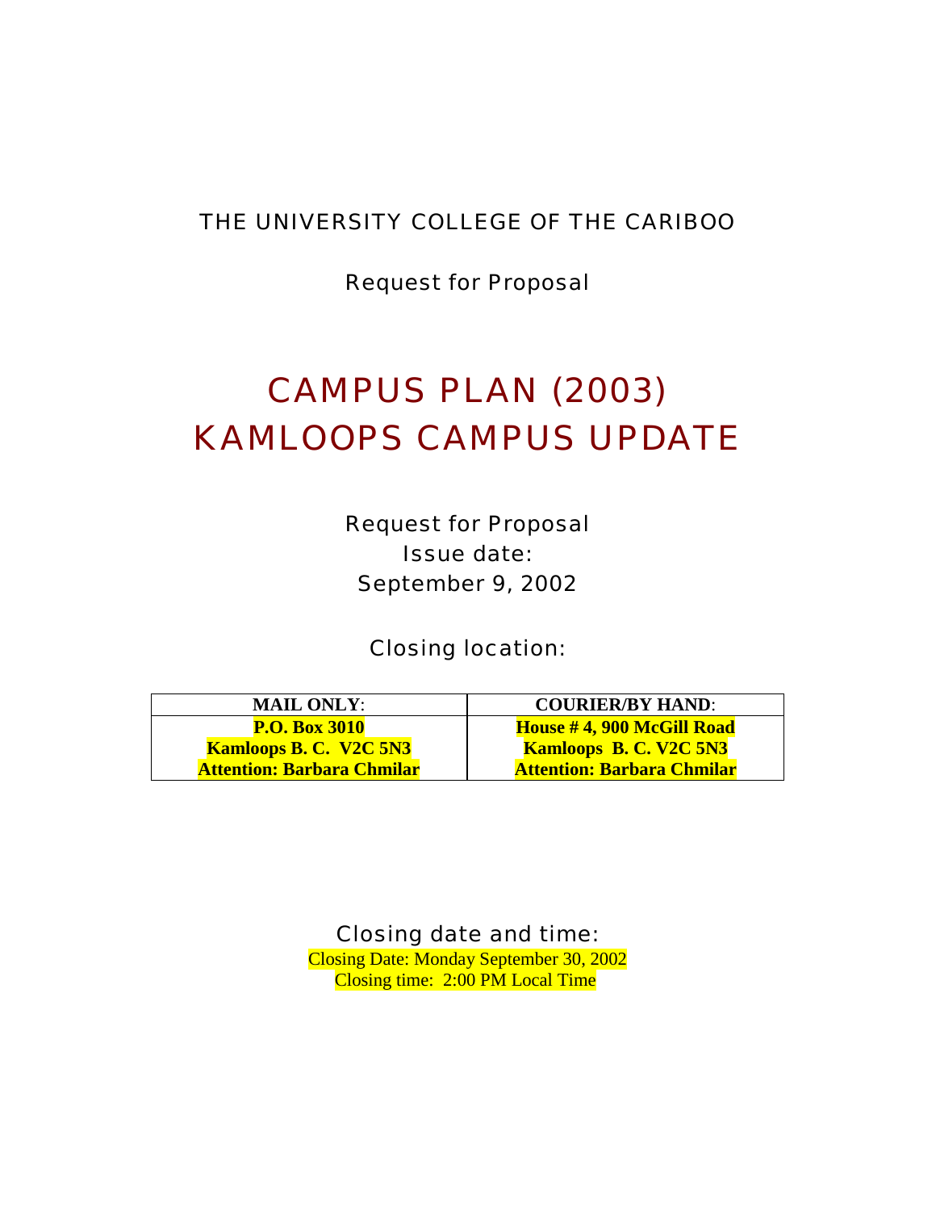THE UNIVERSITY COLLEGE OF THE CARIBOO

Request for Proposal

# CAMPUS PLAN (2003)
# KAMLOOPS CAMPUS UPDATE

Request for Proposal
Issue date:
September 9, 2002

Closing location:

| **MAIL ONLY**: | **COURIER/BY HAND**: |
|---|---|
| **P.O. Box 3010**<br>**Kamloops B. C. V2C 5N3**<br>**Attention: Barbara Chmilar** | **House # 4, 900 McGill Road**<br>**Kamloops B. C. V2C 5N3**<br>**Attention: Barbara Chmilar** |

Closing date and time:
Closing Date: Monday September 30, 2002
Closing time: 2:00 PM Local Time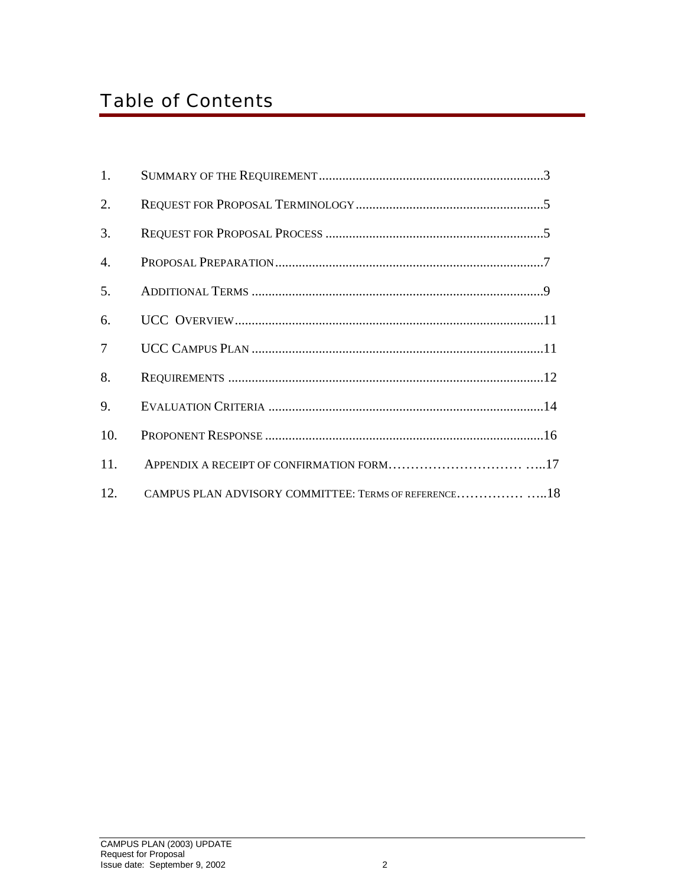# Table of Contents

1. SUMMARY OF THE REQUIREMENT....................................................................3
2. REQUEST FOR PROPOSAL TERMINOLOGY.......................................................5
3. REQUEST FOR PROPOSAL PROCESS ................................................................5
4. PROPOSAL PREPARATION.................................................................................7
5. ADDITIONAL TERMS ........................................................................................9
6. UCC OVERVIEW...............................................................................................11
7 UCC CAMPUS PLAN ........................................................................................11
8. REQUIREMENTS ..............................................................................................12
9. EVALUATION CRITERIA ..................................................................................14
10. PROPONENT RESPONSE ..................................................................................16
11. APPENDIX A RECEIPT OF CONFIRMATION FORM………………………… …..17
12. CAMPUS PLAN ADVISORY COMMITTEE: TERMS OF REFERENCE…………… …..18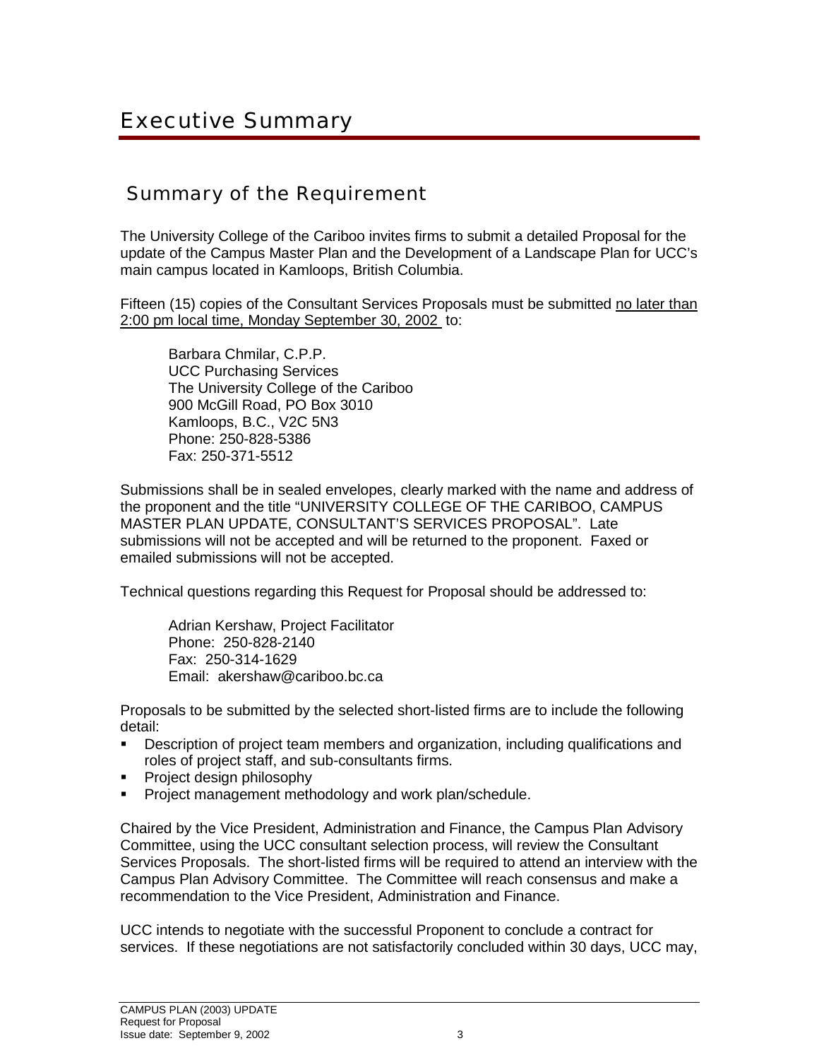# Executive Summary

## Summary of the Requirement

The University College of the Cariboo invites firms to submit a detailed Proposal for the update of the Campus Master Plan and the Development of a Landscape Plan for UCC's main campus located in Kamloops, British Columbia.

Fifteen (15) copies of the Consultant Services Proposals must be submitted <u>no later than 2:00 pm local time, Monday September 30, 2002</u> to:

> Barbara Chmilar, C.P.P.
> UCC Purchasing Services
> The University College of the Cariboo
> 900 McGill Road, PO Box 3010
> Kamloops, B.C., V2C 5N3
> Phone: 250-828-5386
> Fax: 250-371-5512

Submissions shall be in sealed envelopes, clearly marked with the name and address of the proponent and the title "UNIVERSITY COLLEGE OF THE CARIBOO, CAMPUS MASTER PLAN UPDATE, CONSULTANT'S SERVICES PROPOSAL". Late submissions will not be accepted and will be returned to the proponent. Faxed or emailed submissions will not be accepted.

Technical questions regarding this Request for Proposal should be addressed to:

> Adrian Kershaw, Project Facilitator
> Phone: 250-828-2140
> Fax: 250-314-1629
> Email: akershaw@cariboo.bc.ca

Proposals to be submitted by the selected short-listed firms are to include the following detail:

- Description of project team members and organization, including qualifications and roles of project staff, and sub-consultants firms.
- Project design philosophy
- Project management methodology and work plan/schedule.

Chaired by the Vice President, Administration and Finance, the Campus Plan Advisory Committee, using the UCC consultant selection process, will review the Consultant Services Proposals. The short-listed firms will be required to attend an interview with the Campus Plan Advisory Committee. The Committee will reach consensus and make a recommendation to the Vice President, Administration and Finance.

UCC intends to negotiate with the successful Proponent to conclude a contract for services. If these negotiations are not satisfactorily concluded within 30 days, UCC may,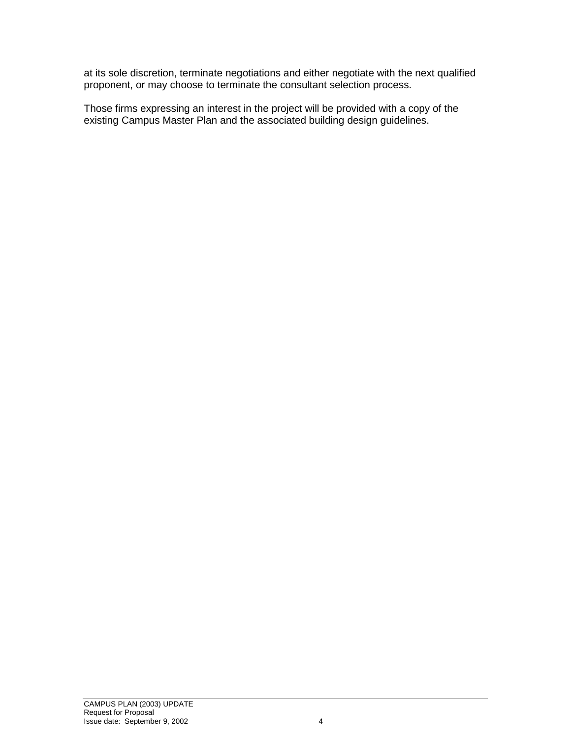at its sole discretion, terminate negotiations and either negotiate with the next qualified proponent, or may choose to terminate the consultant selection process.

Those firms expressing an interest in the project will be provided with a copy of the existing Campus Master Plan and the associated building design guidelines.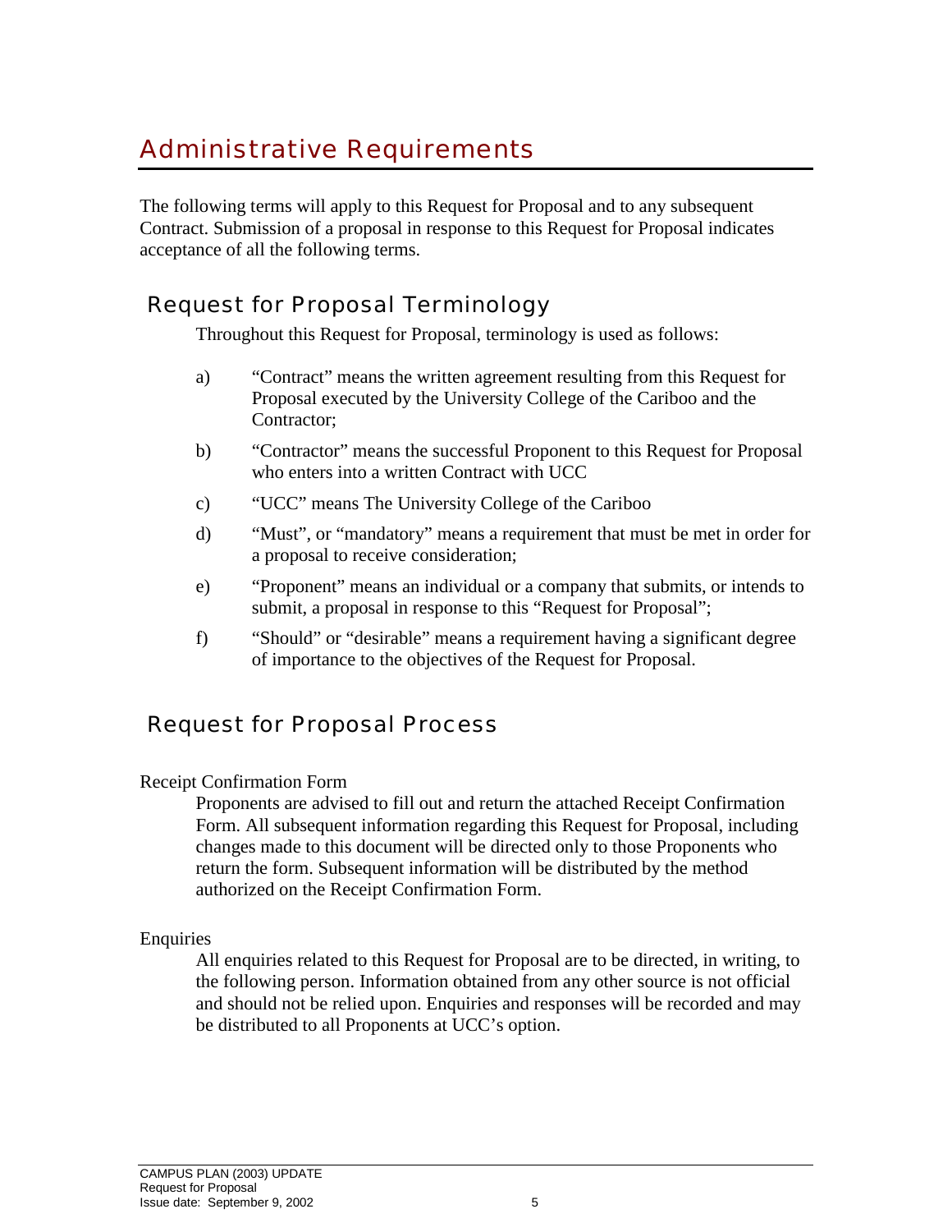# Administrative Requirements

The following terms will apply to this Request for Proposal and to any subsequent Contract. Submission of a proposal in response to this Request for Proposal indicates acceptance of all the following terms.

## Request for Proposal Terminology

Throughout this Request for Proposal, terminology is used as follows:

a) "Contract" means the written agreement resulting from this Request for Proposal executed by the University College of the Cariboo and the Contractor;

b) "Contractor" means the successful Proponent to this Request for Proposal who enters into a written Contract with UCC

c) "UCC" means The University College of the Cariboo

d) "Must", or "mandatory" means a requirement that must be met in order for a proposal to receive consideration;

e) "Proponent" means an individual or a company that submits, or intends to submit, a proposal in response to this "Request for Proposal";

f) "Should" or "desirable" means a requirement having a significant degree of importance to the objectives of the Request for Proposal.

## Request for Proposal Process

Receipt Confirmation Form

Proponents are advised to fill out and return the attached Receipt Confirmation Form. All subsequent information regarding this Request for Proposal, including changes made to this document will be directed only to those Proponents who return the form. Subsequent information will be distributed by the method authorized on the Receipt Confirmation Form.

Enquiries

All enquiries related to this Request for Proposal are to be directed, in writing, to the following person. Information obtained from any other source is not official and should not be relied upon. Enquiries and responses will be recorded and may be distributed to all Proponents at UCC's option.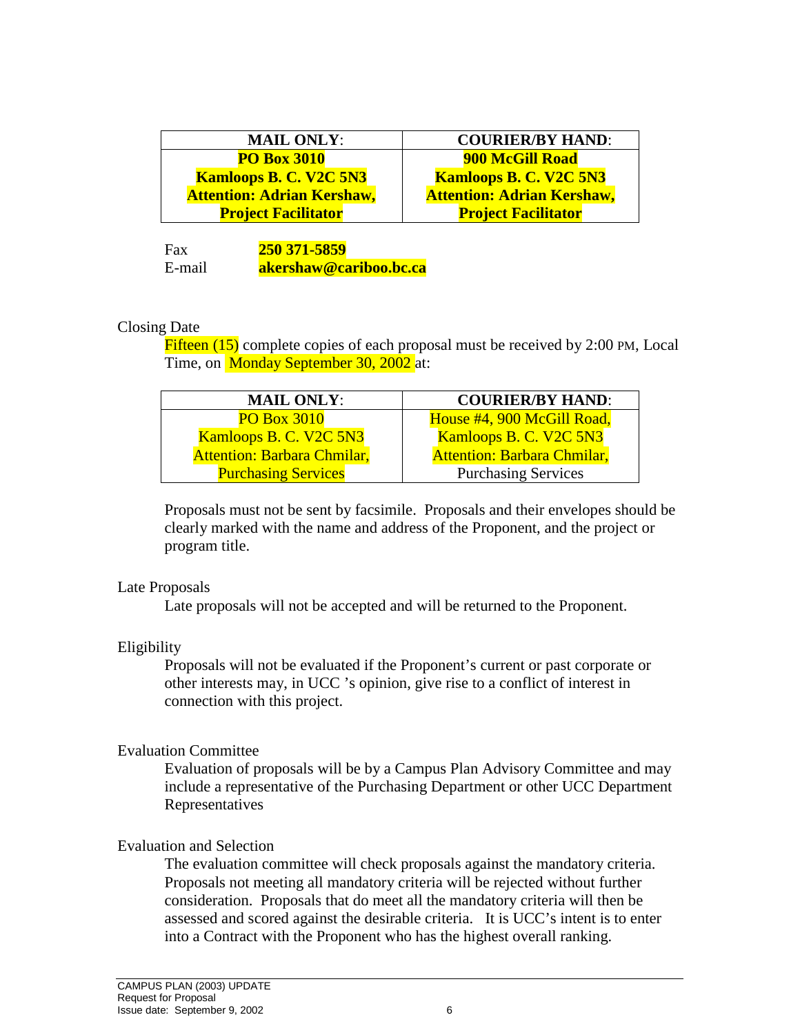| **MAIL ONLY**: | **COURIER/BY HAND**: |
|---|---|
| **PO Box 3010**<br>**Kamloops B. C. V2C 5N3**<br>**Attention: Adrian Kershaw, Project Facilitator** | **900 McGill Road**<br>**Kamloops B. C. V2C 5N3**<br>**Attention: Adrian Kershaw, Project Facilitator** |

Fax **250 371-5859**
E-mail **akershaw@cariboo.bc.ca**

Closing Date

Fifteen (15) complete copies of each proposal must be received by 2:00 PM, Local Time, on Monday September 30, 2002 at:

| **MAIL ONLY**: | **COURIER/BY HAND**: |
|---|---|
| PO Box 3010<br>Kamloops B. C. V2C 5N3<br>Attention: Barbara Chmilar, Purchasing Services | House #4, 900 McGill Road,<br>Kamloops B. C. V2C 5N3<br>Attention: Barbara Chmilar, Purchasing Services |

Proposals must not be sent by facsimile. Proposals and their envelopes should be clearly marked with the name and address of the Proponent, and the project or program title.

Late Proposals

Late proposals will not be accepted and will be returned to the Proponent.

Eligibility

Proposals will not be evaluated if the Proponent's current or past corporate or other interests may, in UCC 's opinion, give rise to a conflict of interest in connection with this project.

Evaluation Committee

Evaluation of proposals will be by a Campus Plan Advisory Committee and may include a representative of the Purchasing Department or other UCC Department Representatives

Evaluation and Selection

The evaluation committee will check proposals against the mandatory criteria. Proposals not meeting all mandatory criteria will be rejected without further consideration. Proposals that do meet all the mandatory criteria will then be assessed and scored against the desirable criteria. It is UCC's intent is to enter into a Contract with the Proponent who has the highest overall ranking.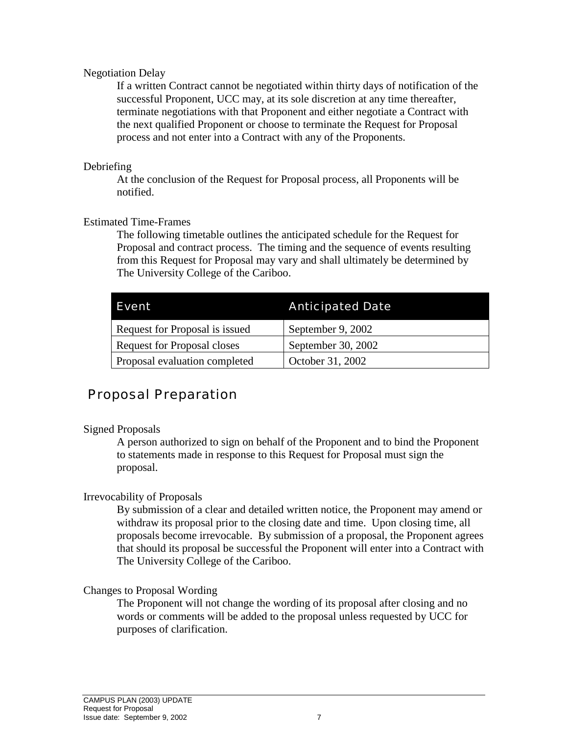Negotiation Delay

If a written Contract cannot be negotiated within thirty days of notification of the successful Proponent, UCC may, at its sole discretion at any time thereafter, terminate negotiations with that Proponent and either negotiate a Contract with the next qualified Proponent or choose to terminate the Request for Proposal process and not enter into a Contract with any of the Proponents.

Debriefing

At the conclusion of the Request for Proposal process, all Proponents will be notified.

Estimated Time-Frames

The following timetable outlines the anticipated schedule for the Request for Proposal and contract process. The timing and the sequence of events resulting from this Request for Proposal may vary and shall ultimately be determined by The University College of the Cariboo.

| Event | Anticipated Date |
| --- | --- |
| Request for Proposal is issued | September 9, 2002 |
| Request for Proposal closes | September 30, 2002 |
| Proposal evaluation completed | October 31, 2002 |

## Proposal Preparation

Signed Proposals

A person authorized to sign on behalf of the Proponent and to bind the Proponent to statements made in response to this Request for Proposal must sign the proposal.

Irrevocability of Proposals

By submission of a clear and detailed written notice, the Proponent may amend or withdraw its proposal prior to the closing date and time. Upon closing time, all proposals become irrevocable. By submission of a proposal, the Proponent agrees that should its proposal be successful the Proponent will enter into a Contract with The University College of the Cariboo.

Changes to Proposal Wording

The Proponent will not change the wording of its proposal after closing and no words or comments will be added to the proposal unless requested by UCC for purposes of clarification.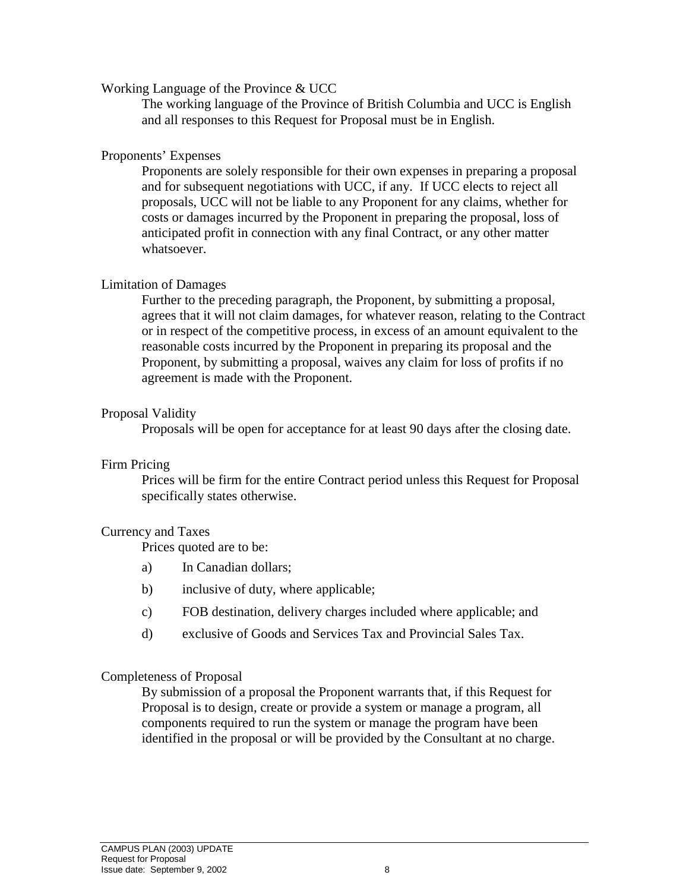### Working Language of the Province & UCC

The working language of the Province of British Columbia and UCC is English and all responses to this Request for Proposal must be in English.

### Proponents' Expenses

Proponents are solely responsible for their own expenses in preparing a proposal and for subsequent negotiations with UCC, if any. If UCC elects to reject all proposals, UCC will not be liable to any Proponent for any claims, whether for costs or damages incurred by the Proponent in preparing the proposal, loss of anticipated profit in connection with any final Contract, or any other matter whatsoever.

### Limitation of Damages

Further to the preceding paragraph, the Proponent, by submitting a proposal, agrees that it will not claim damages, for whatever reason, relating to the Contract or in respect of the competitive process, in excess of an amount equivalent to the reasonable costs incurred by the Proponent in preparing its proposal and the Proponent, by submitting a proposal, waives any claim for loss of profits if no agreement is made with the Proponent.

### Proposal Validity

Proposals will be open for acceptance for at least 90 days after the closing date.

### Firm Pricing

Prices will be firm for the entire Contract period unless this Request for Proposal specifically states otherwise.

### Currency and Taxes

Prices quoted are to be:

a) In Canadian dollars;

b) inclusive of duty, where applicable;

c) FOB destination, delivery charges included where applicable; and

d) exclusive of Goods and Services Tax and Provincial Sales Tax.

### Completeness of Proposal

By submission of a proposal the Proponent warrants that, if this Request for Proposal is to design, create or provide a system or manage a program, all components required to run the system or manage the program have been identified in the proposal or will be provided by the Consultant at no charge.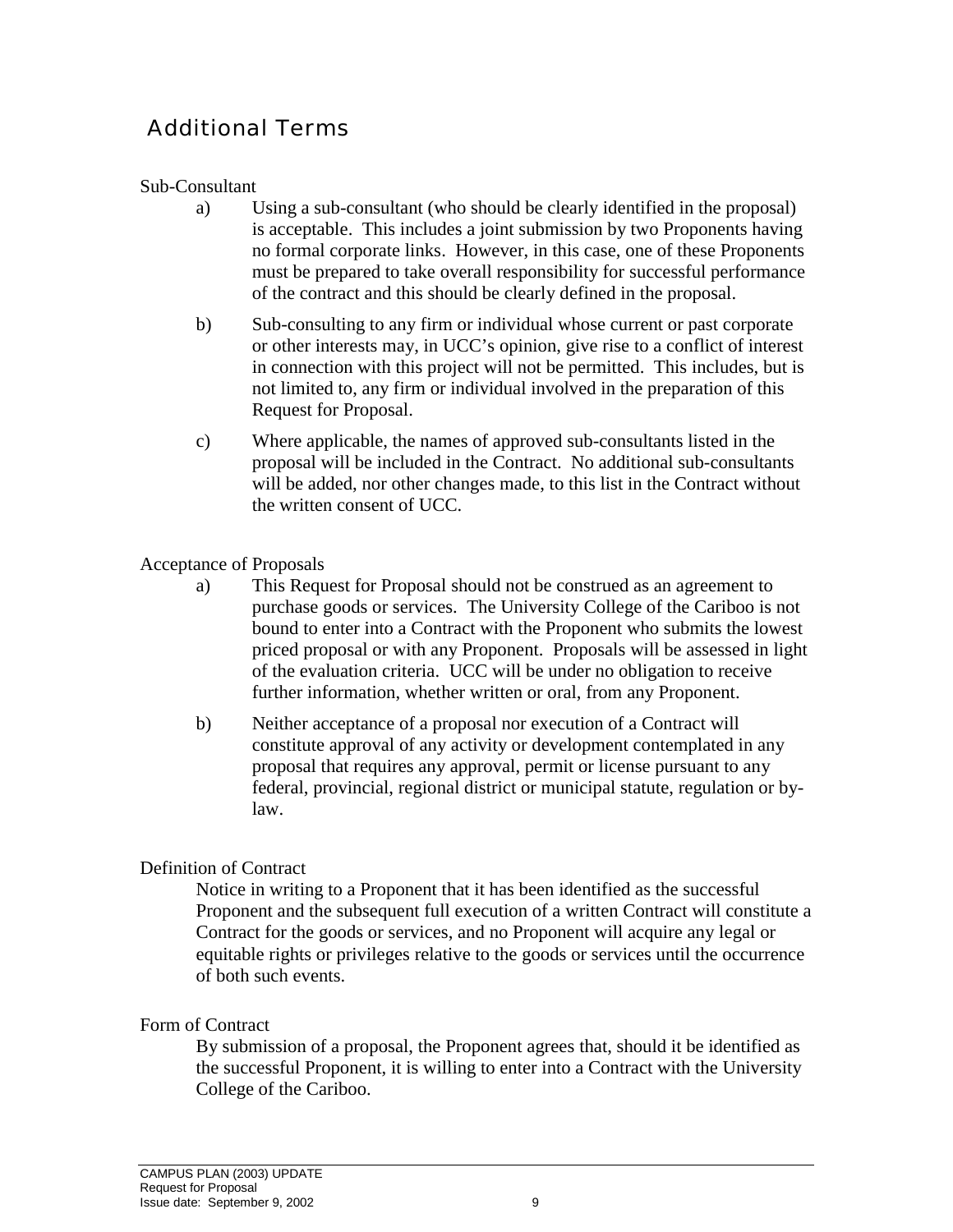## Additional Terms

Sub-Consultant

a) Using a sub-consultant (who should be clearly identified in the proposal) is acceptable. This includes a joint submission by two Proponents having no formal corporate links. However, in this case, one of these Proponents must be prepared to take overall responsibility for successful performance of the contract and this should be clearly defined in the proposal.

b) Sub-consulting to any firm or individual whose current or past corporate or other interests may, in UCC's opinion, give rise to a conflict of interest in connection with this project will not be permitted. This includes, but is not limited to, any firm or individual involved in the preparation of this Request for Proposal.

c) Where applicable, the names of approved sub-consultants listed in the proposal will be included in the Contract. No additional sub-consultants will be added, nor other changes made, to this list in the Contract without the written consent of UCC.

Acceptance of Proposals

a) This Request for Proposal should not be construed as an agreement to purchase goods or services. The University College of the Cariboo is not bound to enter into a Contract with the Proponent who submits the lowest priced proposal or with any Proponent. Proposals will be assessed in light of the evaluation criteria. UCC will be under no obligation to receive further information, whether written or oral, from any Proponent.

b) Neither acceptance of a proposal nor execution of a Contract will constitute approval of any activity or development contemplated in any proposal that requires any approval, permit or license pursuant to any federal, provincial, regional district or municipal statute, regulation or by-law.

Definition of Contract

Notice in writing to a Proponent that it has been identified as the successful Proponent and the subsequent full execution of a written Contract will constitute a Contract for the goods or services, and no Proponent will acquire any legal or equitable rights or privileges relative to the goods or services until the occurrence of both such events.

Form of Contract

By submission of a proposal, the Proponent agrees that, should it be identified as the successful Proponent, it is willing to enter into a Contract with the University College of the Cariboo.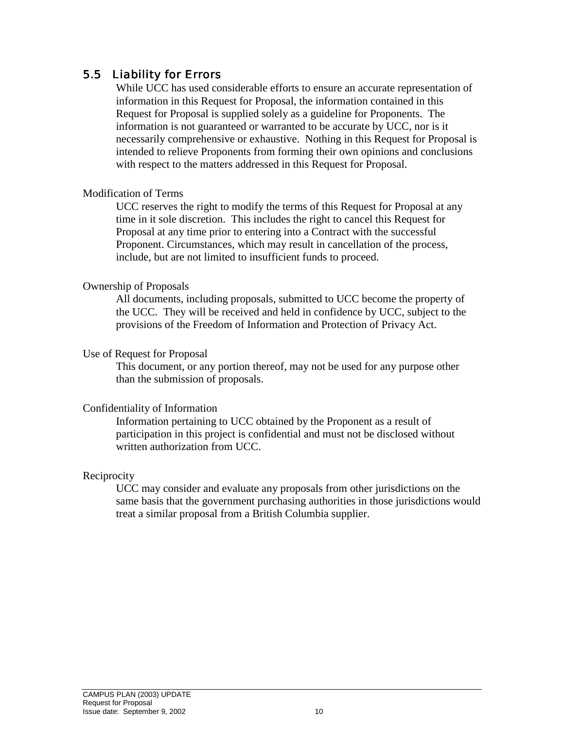## 5.5 Liability for Errors

While UCC has used considerable efforts to ensure an accurate representation of information in this Request for Proposal, the information contained in this Request for Proposal is supplied solely as a guideline for Proponents. The information is not guaranteed or warranted to be accurate by UCC, nor is it necessarily comprehensive or exhaustive. Nothing in this Request for Proposal is intended to relieve Proponents from forming their own opinions and conclusions with respect to the matters addressed in this Request for Proposal.

Modification of Terms

UCC reserves the right to modify the terms of this Request for Proposal at any time in it sole discretion. This includes the right to cancel this Request for Proposal at any time prior to entering into a Contract with the successful Proponent. Circumstances, which may result in cancellation of the process, include, but are not limited to insufficient funds to proceed.

Ownership of Proposals

All documents, including proposals, submitted to UCC become the property of the UCC. They will be received and held in confidence by UCC, subject to the provisions of the Freedom of Information and Protection of Privacy Act.

Use of Request for Proposal

This document, or any portion thereof, may not be used for any purpose other than the submission of proposals.

Confidentiality of Information

Information pertaining to UCC obtained by the Proponent as a result of participation in this project is confidential and must not be disclosed without written authorization from UCC.

Reciprocity

UCC may consider and evaluate any proposals from other jurisdictions on the same basis that the government purchasing authorities in those jurisdictions would treat a similar proposal from a British Columbia supplier.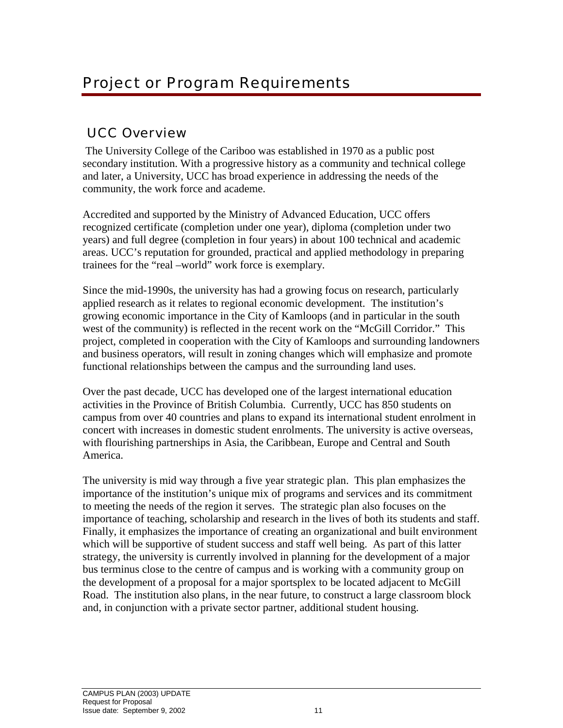# Project or Program Requirements

## UCC Overview

The University College of the Cariboo was established in 1970 as a public post secondary institution. With a progressive history as a community and technical college and later, a University, UCC has broad experience in addressing the needs of the community, the work force and academe.

Accredited and supported by the Ministry of Advanced Education, UCC offers recognized certificate (completion under one year), diploma (completion under two years) and full degree (completion in four years) in about 100 technical and academic areas. UCC's reputation for grounded, practical and applied methodology in preparing trainees for the "real –world" work force is exemplary.

Since the mid-1990s, the university has had a growing focus on research, particularly applied research as it relates to regional economic development. The institution's growing economic importance in the City of Kamloops (and in particular in the south west of the community) is reflected in the recent work on the "McGill Corridor." This project, completed in cooperation with the City of Kamloops and surrounding landowners and business operators, will result in zoning changes which will emphasize and promote functional relationships between the campus and the surrounding land uses.

Over the past decade, UCC has developed one of the largest international education activities in the Province of British Columbia. Currently, UCC has 850 students on campus from over 40 countries and plans to expand its international student enrolment in concert with increases in domestic student enrolments. The university is active overseas, with flourishing partnerships in Asia, the Caribbean, Europe and Central and South America.

The university is mid way through a five year strategic plan. This plan emphasizes the importance of the institution's unique mix of programs and services and its commitment to meeting the needs of the region it serves. The strategic plan also focuses on the importance of teaching, scholarship and research in the lives of both its students and staff. Finally, it emphasizes the importance of creating an organizational and built environment which will be supportive of student success and staff well being. As part of this latter strategy, the university is currently involved in planning for the development of a major bus terminus close to the centre of campus and is working with a community group on the development of a proposal for a major sportsplex to be located adjacent to McGill Road. The institution also plans, in the near future, to construct a large classroom block and, in conjunction with a private sector partner, additional student housing.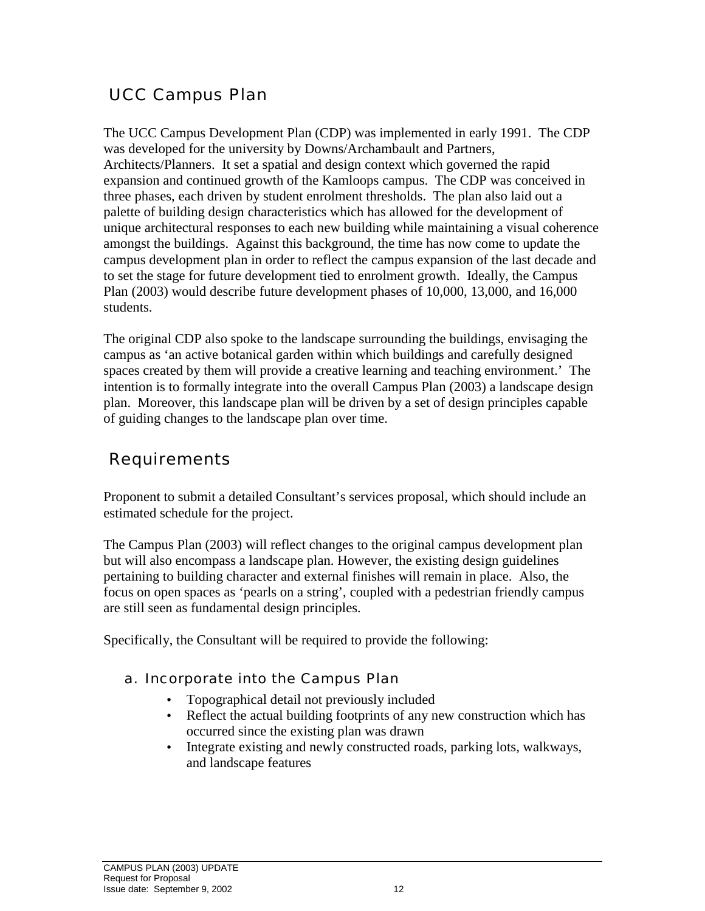## UCC Campus Plan

The UCC Campus Development Plan (CDP) was implemented in early 1991. The CDP was developed for the university by Downs/Archambault and Partners, Architects/Planners. It set a spatial and design context which governed the rapid expansion and continued growth of the Kamloops campus. The CDP was conceived in three phases, each driven by student enrolment thresholds. The plan also laid out a palette of building design characteristics which has allowed for the development of unique architectural responses to each new building while maintaining a visual coherence amongst the buildings. Against this background, the time has now come to update the campus development plan in order to reflect the campus expansion of the last decade and to set the stage for future development tied to enrolment growth. Ideally, the Campus Plan (2003) would describe future development phases of 10,000, 13,000, and 16,000 students.

The original CDP also spoke to the landscape surrounding the buildings, envisaging the campus as 'an active botanical garden within which buildings and carefully designed spaces created by them will provide a creative learning and teaching environment.' The intention is to formally integrate into the overall Campus Plan (2003) a landscape design plan. Moreover, this landscape plan will be driven by a set of design principles capable of guiding changes to the landscape plan over time.

## Requirements

Proponent to submit a detailed Consultant's services proposal, which should include an estimated schedule for the project.

The Campus Plan (2003) will reflect changes to the original campus development plan but will also encompass a landscape plan. However, the existing design guidelines pertaining to building character and external finishes will remain in place. Also, the focus on open spaces as 'pearls on a string', coupled with a pedestrian friendly campus are still seen as fundamental design principles.

Specifically, the Consultant will be required to provide the following:

### a. Incorporate into the Campus Plan

- Topographical detail not previously included
- Reflect the actual building footprints of any new construction which has occurred since the existing plan was drawn
- Integrate existing and newly constructed roads, parking lots, walkways, and landscape features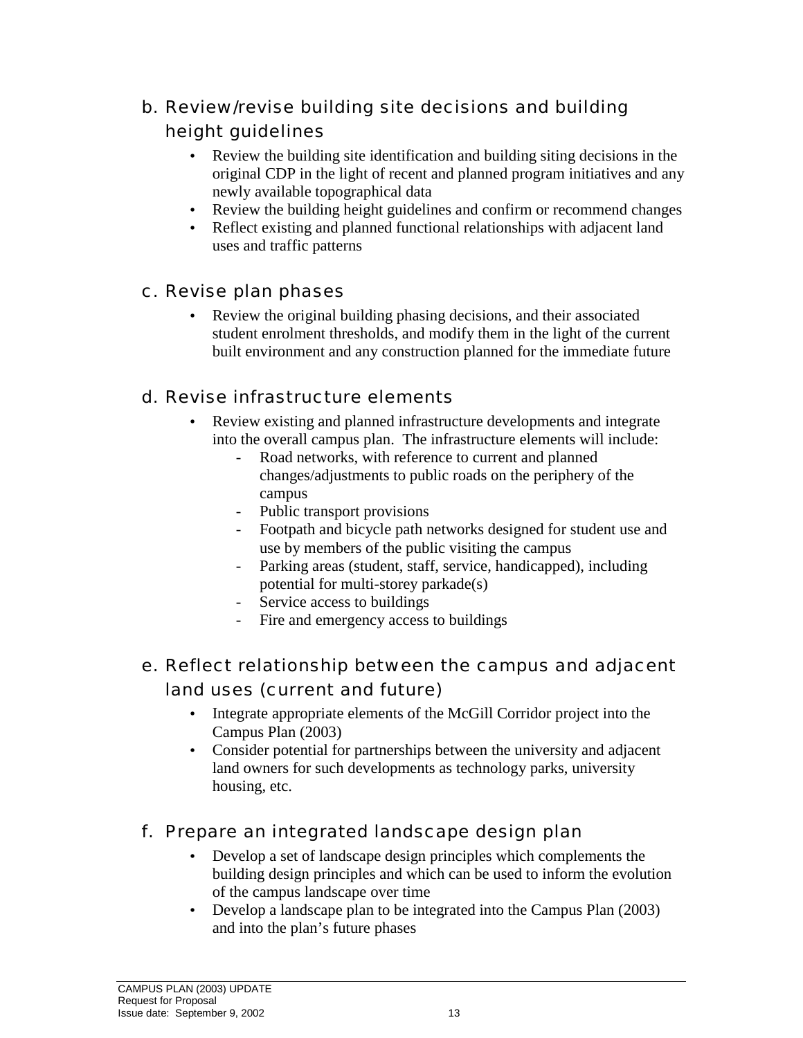### b. Review/revise building site decisions and building height guidelines

- Review the building site identification and building siting decisions in the original CDP in the light of recent and planned program initiatives and any newly available topographical data
- Review the building height guidelines and confirm or recommend changes
- Reflect existing and planned functional relationships with adjacent land uses and traffic patterns

### c. Revise plan phases

- Review the original building phasing decisions, and their associated student enrolment thresholds, and modify them in the light of the current built environment and any construction planned for the immediate future

### d. Revise infrastructure elements

- Review existing and planned infrastructure developments and integrate into the overall campus plan. The infrastructure elements will include:
  - Road networks, with reference to current and planned changes/adjustments to public roads on the periphery of the campus
  - Public transport provisions
  - Footpath and bicycle path networks designed for student use and use by members of the public visiting the campus
  - Parking areas (student, staff, service, handicapped), including potential for multi-storey parkade(s)
  - Service access to buildings
  - Fire and emergency access to buildings

### e. Reflect relationship between the campus and adjacent land uses (current and future)

- Integrate appropriate elements of the McGill Corridor project into the Campus Plan (2003)
- Consider potential for partnerships between the university and adjacent land owners for such developments as technology parks, university housing, etc.

### f. Prepare an integrated landscape design plan

- Develop a set of landscape design principles which complements the building design principles and which can be used to inform the evolution of the campus landscape over time
- Develop a landscape plan to be integrated into the Campus Plan (2003) and into the plan's future phases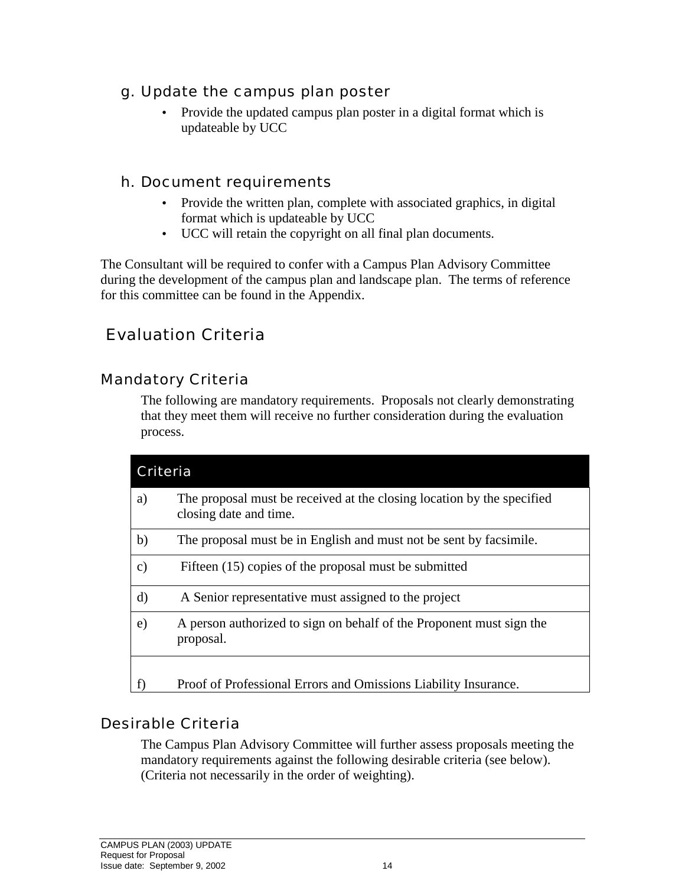### g. Update the campus plan poster

- Provide the updated campus plan poster in a digital format which is updateable by UCC

### h. Document requirements

- Provide the written plan, complete with associated graphics, in digital format which is updateable by UCC
- UCC will retain the copyright on all final plan documents.

The Consultant will be required to confer with a Campus Plan Advisory Committee during the development of the campus plan and landscape plan. The terms of reference for this committee can be found in the Appendix.

## Evaluation Criteria

### Mandatory Criteria

The following are mandatory requirements. Proposals not clearly demonstrating that they meet them will receive no further consideration during the evaluation process.

| Criteria | |
|---|---|
| a) | The proposal must be received at the closing location by the specified closing date and time. |
| b) | The proposal must be in English and must not be sent by facsimile. |
| c) | Fifteen (15) copies of the proposal must be submitted |
| d) | A Senior representative must assigned to the project |
| e) | A person authorized to sign on behalf of the Proponent must sign the proposal. |
| f) | Proof of Professional Errors and Omissions Liability Insurance. |

### Desirable Criteria

The Campus Plan Advisory Committee will further assess proposals meeting the mandatory requirements against the following desirable criteria (see below). (Criteria not necessarily in the order of weighting).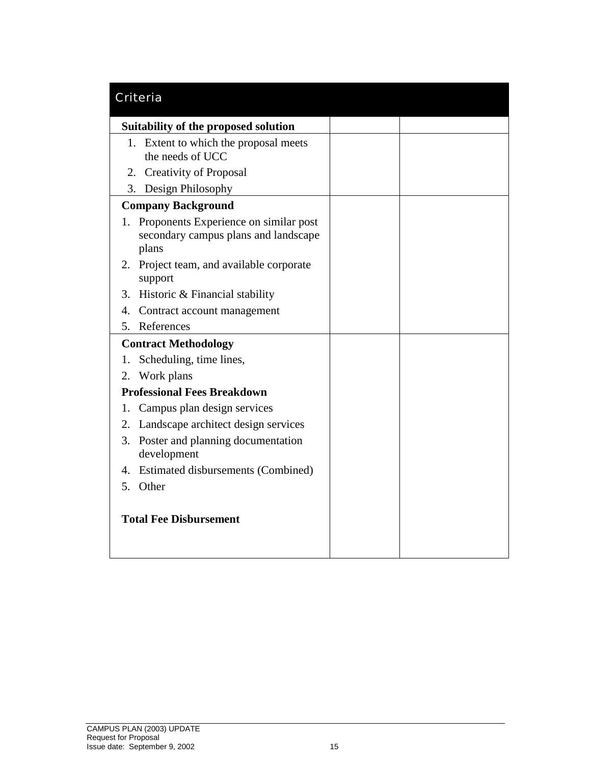| Criteria | | |
|---|---|---|
| **Suitability of the proposed solution** | | |
| 1. Extent to which the proposal meets the needs of UCC<br>2. Creativity of Proposal<br>3. Design Philosophy | | |
| **Company Background**<br>1. Proponents Experience on similar post secondary campus plans and landscape plans<br>2. Project team, and available corporate support<br>3. Historic & Financial stability<br>4. Contract account management<br>5. References | | |
| **Contract Methodology**<br>1. Scheduling, time lines,<br>2. Work plans<br>**Professional Fees Breakdown**<br>1. Campus plan design services<br>2. Landscape architect design services<br>3. Poster and planning documentation development<br>4. Estimated disbursements (Combined)<br>5. Other<br><br>**Total Fee Disbursement** | | |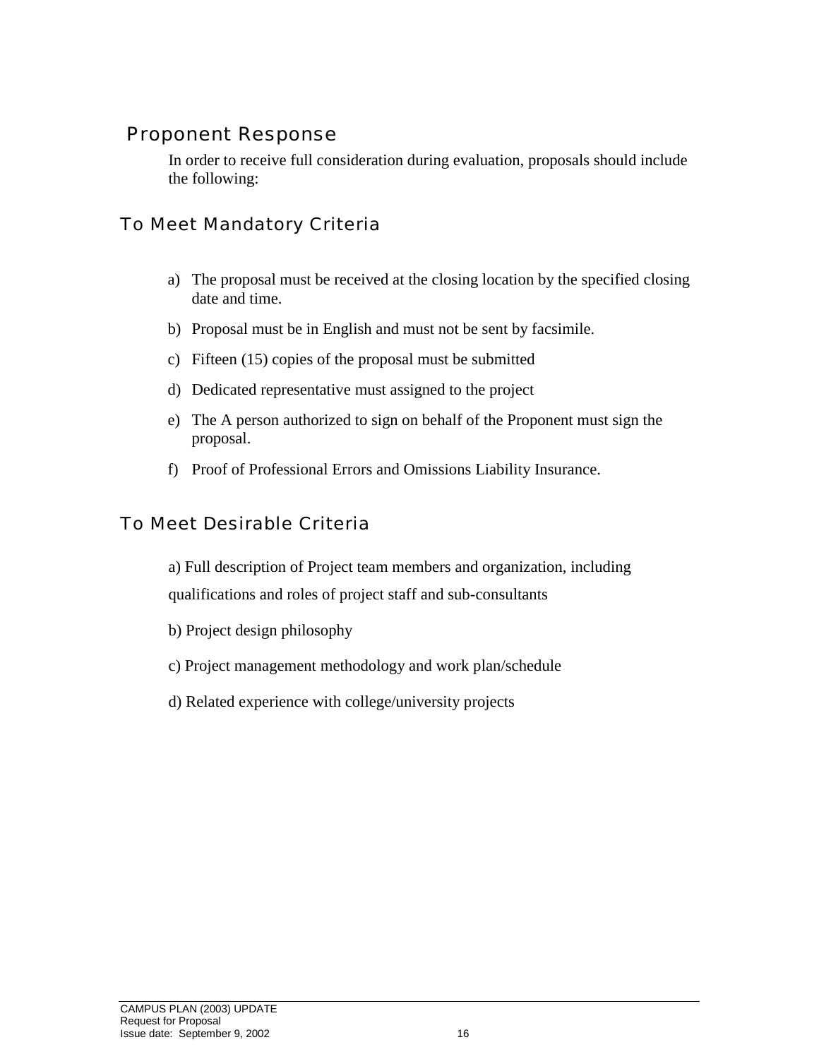## Proponent Response

In order to receive full consideration during evaluation, proposals should include the following:

### To Meet Mandatory Criteria

a) The proposal must be received at the closing location by the specified closing date and time.

b) Proposal must be in English and must not be sent by facsimile.

c) Fifteen (15) copies of the proposal must be submitted

d) Dedicated representative must assigned to the project

e) The A person authorized to sign on behalf of the Proponent must sign the proposal.

f) Proof of Professional Errors and Omissions Liability Insurance.

### To Meet Desirable Criteria

a) Full description of Project team members and organization, including qualifications and roles of project staff and sub-consultants

b) Project design philosophy

c) Project management methodology and work plan/schedule

d) Related experience with college/university projects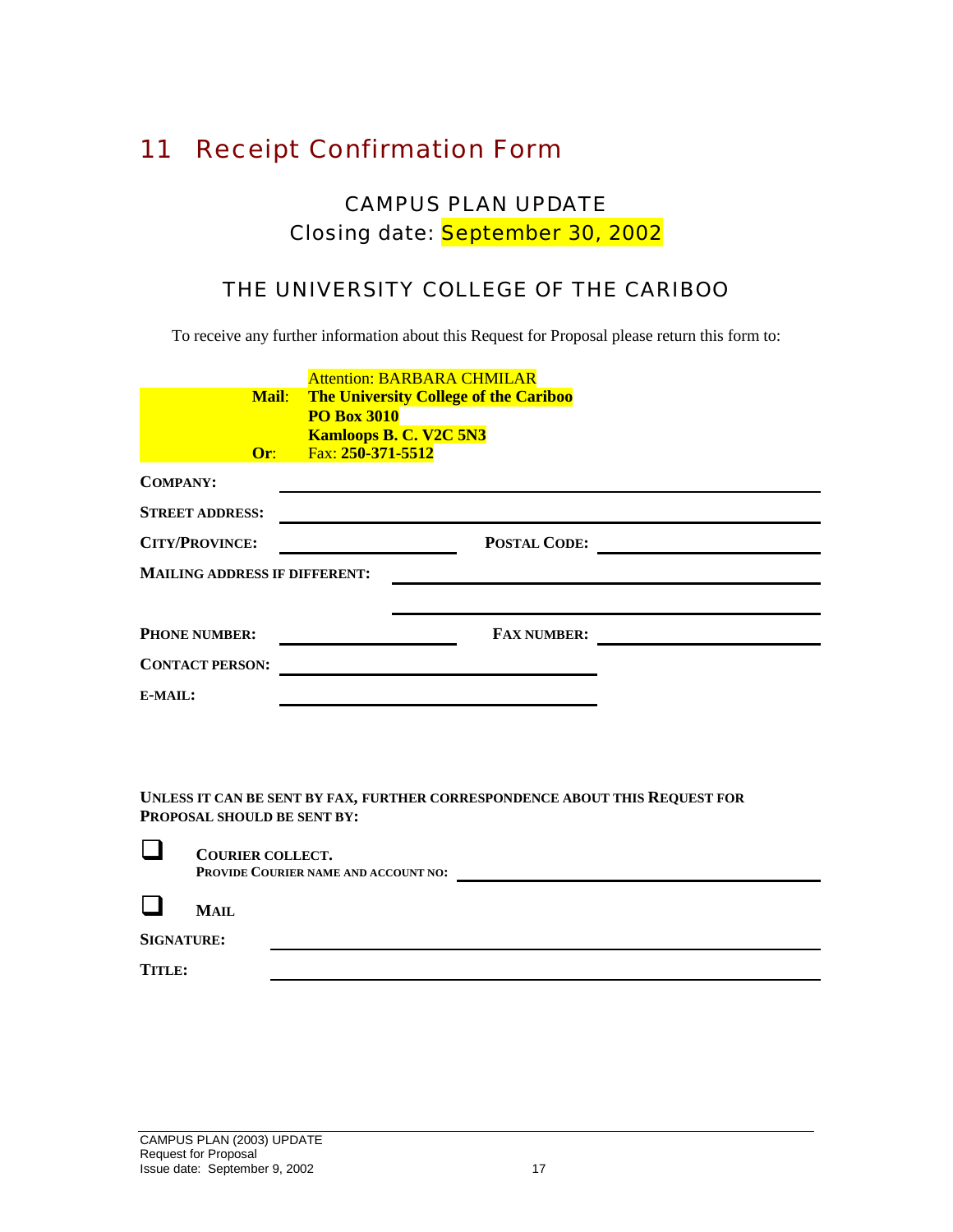## 11 Receipt Confirmation Form

### CAMPUS PLAN UPDATE
### Closing date: September 30, 2002

### THE UNIVERSITY COLLEGE OF THE CARIBOO

To receive any further information about this Request for Proposal please return this form to:

Attention: BARBARA CHMILAR
**Mail**: **The University College of the Cariboo**
**PO Box 3010**
**Kamloops B. C. V2C 5N3**
**Or**: Fax: **250-371-5512**

**COMPANY:** \_\_\_\_\_\_\_\_\_\_\_\_\_\_\_\_\_\_\_\_\_\_\_\_\_\_\_\_\_\_\_\_\_\_\_\_\_\_\_\_

**STREET ADDRESS:** \_\_\_\_\_\_\_\_\_\_\_\_\_\_\_\_\_\_\_\_\_\_\_\_\_\_\_\_\_\_\_\_\_\_\_\_\_\_\_\_

**CITY/PROVINCE:** \_\_\_\_\_\_\_\_\_\_\_\_\_\_\_\_\_\_\_\_ **POSTAL CODE:** \_\_\_\_\_\_\_\_\_\_\_\_\_\_\_\_\_\_\_\_

**MAILING ADDRESS IF DIFFERENT:** \_\_\_\_\_\_\_\_\_\_\_\_\_\_\_\_\_\_\_\_\_\_\_\_\_\_\_\_\_\_\_\_\_\_\_\_\_\_\_\_

\_\_\_\_\_\_\_\_\_\_\_\_\_\_\_\_\_\_\_\_\_\_\_\_\_\_\_\_\_\_\_\_\_\_\_\_\_\_\_\_

**PHONE NUMBER:** \_\_\_\_\_\_\_\_\_\_\_\_\_\_\_\_\_\_\_\_ **FAX NUMBER:** \_\_\_\_\_\_\_\_\_\_\_\_\_\_\_\_\_\_\_\_

**CONTACT PERSON:** \_\_\_\_\_\_\_\_\_\_\_\_\_\_\_\_\_\_\_\_\_\_\_\_\_\_\_\_\_\_\_\_\_\_\_\_\_\_\_\_

**E-MAIL:** \_\_\_\_\_\_\_\_\_\_\_\_\_\_\_\_\_\_\_\_\_\_\_\_\_\_\_\_\_\_\_\_\_\_\_\_\_\_\_\_

**UNLESS IT CAN BE SENT BY FAX, FURTHER CORRESPONDENCE ABOUT THIS REQUEST FOR PROPOSAL SHOULD BE SENT BY:**

- ☐ **COURIER COLLECT.**
  **PROVIDE COURIER NAME AND ACCOUNT NO:** \_\_\_\_\_\_\_\_\_\_\_\_\_\_\_\_\_\_\_\_\_\_\_\_\_\_\_\_\_\_\_\_\_\_\_\_\_\_\_\_

- ☐ **MAIL**

**SIGNATURE:** \_\_\_\_\_\_\_\_\_\_\_\_\_\_\_\_\_\_\_\_\_\_\_\_\_\_\_\_\_\_\_\_\_\_\_\_\_\_\_\_

**TITLE:** \_\_\_\_\_\_\_\_\_\_\_\_\_\_\_\_\_\_\_\_\_\_\_\_\_\_\_\_\_\_\_\_\_\_\_\_\_\_\_\_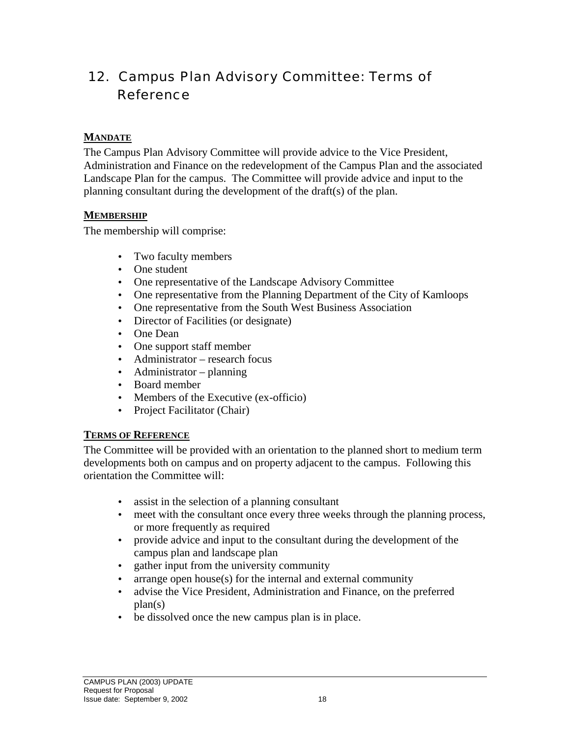# 12. Campus Plan Advisory Committee: Terms of Reference

## MANDATE

The Campus Plan Advisory Committee will provide advice to the Vice President, Administration and Finance on the redevelopment of the Campus Plan and the associated Landscape Plan for the campus. The Committee will provide advice and input to the planning consultant during the development of the draft(s) of the plan.

## MEMBERSHIP

The membership will comprise:

- Two faculty members
- One student
- One representative of the Landscape Advisory Committee
- One representative from the Planning Department of the City of Kamloops
- One representative from the South West Business Association
- Director of Facilities (or designate)
- One Dean
- One support staff member
- Administrator – research focus
- Administrator – planning
- Board member
- Members of the Executive (ex-officio)
- Project Facilitator (Chair)

## TERMS OF REFERENCE

The Committee will be provided with an orientation to the planned short to medium term developments both on campus and on property adjacent to the campus. Following this orientation the Committee will:

- assist in the selection of a planning consultant
- meet with the consultant once every three weeks through the planning process, or more frequently as required
- provide advice and input to the consultant during the development of the campus plan and landscape plan
- gather input from the university community
- arrange open house(s) for the internal and external community
- advise the Vice President, Administration and Finance, on the preferred plan(s)
- be dissolved once the new campus plan is in place.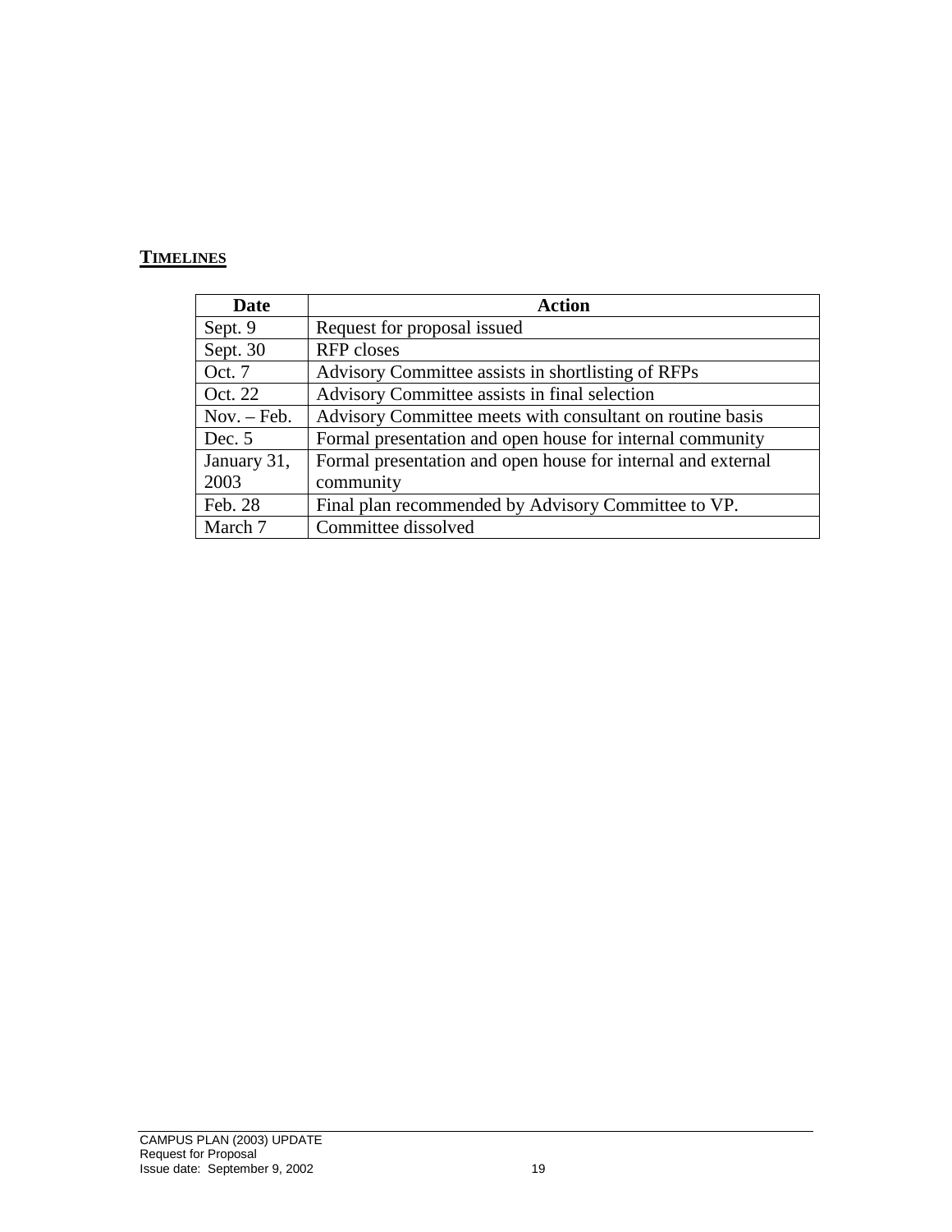## TIMELINES

| Date | Action |
|---|---|
| Sept. 9 | Request for proposal issued |
| Sept. 30 | RFP closes |
| Oct. 7 | Advisory Committee assists in shortlisting of RFPs |
| Oct. 22 | Advisory Committee assists in final selection |
| Nov. – Feb. | Advisory Committee meets with consultant on routine basis |
| Dec. 5 | Formal presentation and open house for internal community |
| January 31, 2003 | Formal presentation and open house for internal and external community |
| Feb. 28 | Final plan recommended by Advisory Committee to VP. |
| March 7 | Committee dissolved |